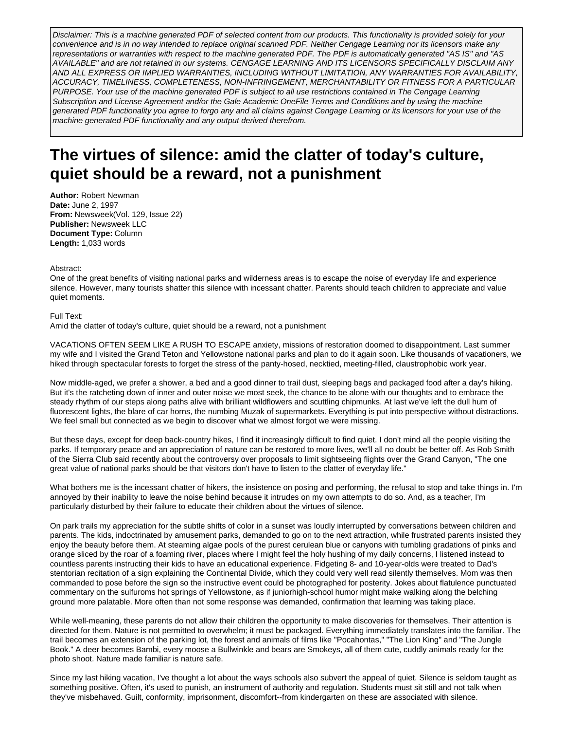*Disclaimer: This is a machine generated PDF of selected content from our products. This functionality is provided solely for your convenience and is in no way intended to replace original scanned PDF. Neither Cengage Learning nor its licensors make any representations or warranties with respect to the machine generated PDF. The PDF is automatically generated "AS IS" and "AS AVAILABLE" and are not retained in our systems. CENGAGE LEARNING AND ITS LICENSORS SPECIFICALLY DISCLAIM ANY AND ALL EXPRESS OR IMPLIED WARRANTIES, INCLUDING WITHOUT LIMITATION, ANY WARRANTIES FOR AVAILABILITY, ACCURACY, TIMELINESS, COMPLETENESS, NON-INFRINGEMENT, MERCHANTABILITY OR FITNESS FOR A PARTICULAR PURPOSE. Your use of the machine generated PDF is subject to all use restrictions contained in The Cengage Learning Subscription and License Agreement and/or the Gale Academic OneFile Terms and Conditions and by using the machine generated PDF functionality you agree to forgo any and all claims against Cengage Learning or its licensors for your use of the machine generated PDF functionality and any output derived therefrom.*

# The virtues of silence: amid the clatter of today's culture, quiet should be a reward, not a punishment

**Author:** Robert Newman
**Date:** June 2, 1997
**From:** Newsweek(Vol. 129, Issue 22)
**Publisher:** Newsweek LLC
**Document Type:** Column
**Length:** 1,033 words

Abstract:
One of the great benefits of visiting national parks and wilderness areas is to escape the noise of everyday life and experience silence. However, many tourists shatter this silence with incessant chatter. Parents should teach children to appreciate and value quiet moments.

Full Text:
Amid the clatter of today's culture, quiet should be a reward, not a punishment

VACATIONS OFTEN SEEM LIKE A RUSH TO ESCAPE anxiety, missions of restoration doomed to disappointment. Last summer my wife and I visited the Grand Teton and Yellowstone national parks and plan to do it again soon. Like thousands of vacationers, we hiked through spectacular forests to forget the stress of the panty-hosed, necktied, meeting-filled, claustrophobic work year.

Now middle-aged, we prefer a shower, a bed and a good dinner to trail dust, sleeping bags and packaged food after a day's hiking. But it's the ratcheting down of inner and outer noise we most seek, the chance to be alone with our thoughts and to embrace the steady rhythm of our steps along paths alive with brilliant wildflowers and scuttling chipmunks. At last we've left the dull hum of fluorescent lights, the blare of car horns, the numbing Muzak of supermarkets. Everything is put into perspective without distractions. We feel small but connected as we begin to discover what we almost forgot we were missing.

But these days, except for deep back-country hikes, I find it increasingly difficult to find quiet. I don't mind all the people visiting the parks. If temporary peace and an appreciation of nature can be restored to more lives, we'll all no doubt be better off. As Rob Smith of the Sierra Club said recently about the controversy over proposals to limit sightseeing flights over the Grand Canyon, "The one great value of national parks should be that visitors don't have to listen to the clatter of everyday life."

What bothers me is the incessant chatter of hikers, the insistence on posing and performing, the refusal to stop and take things in. I'm annoyed by their inability to leave the noise behind because it intrudes on my own attempts to do so. And, as a teacher, I'm particularly disturbed by their failure to educate their children about the virtues of silence.

On park trails my appreciation for the subtle shifts of color in a sunset was loudly interrupted by conversations between children and parents. The kids, indoctrinated by amusement parks, demanded to go on to the next attraction, while frustrated parents insisted they enjoy the beauty before them. At steaming algae pools of the purest cerulean blue or canyons with tumbling gradations of pinks and orange sliced by the roar of a foaming river, places where I might feel the holy hushing of my daily concerns, I listened instead to countless parents instructing their kids to have an educational experience. Fidgeting 8- and 10-year-olds were treated to Dad's stentorian recitation of a sign explaining the Continental Divide, which they could very well read silently themselves. Mom was then commanded to pose before the sign so the instructive event could be photographed for posterity. Jokes about flatulence punctuated commentary on the sulfuroms hot springs of Yellowstone, as if juniorhigh-school humor might make walking along the belching ground more palatable. More often than not some response was demanded, confirmation that learning was taking place.

While well-meaning, these parents do not allow their children the opportunity to make discoveries for themselves. Their attention is directed for them. Nature is not permitted to overwhelm; it must be packaged. Everything immediately translates into the familiar. The trail becomes an extension of the parking lot, the forest and animals of films like "Pocahontas," "The Lion King" and "The Jungle Book." A deer becomes Bambi, every moose a Bullwinkle and bears are Smokeys, all of them cute, cuddly animals ready for the photo shoot. Nature made familiar is nature safe.

Since my last hiking vacation, I've thought a lot about the ways schools also subvert the appeal of quiet. Silence is seldom taught as something positive. Often, it's used to punish, an instrument of authority and regulation. Students must sit still and not talk when they've misbehaved. Guilt, conformity, imprisonment, discomfort--from kindergarten on these are associated with silence.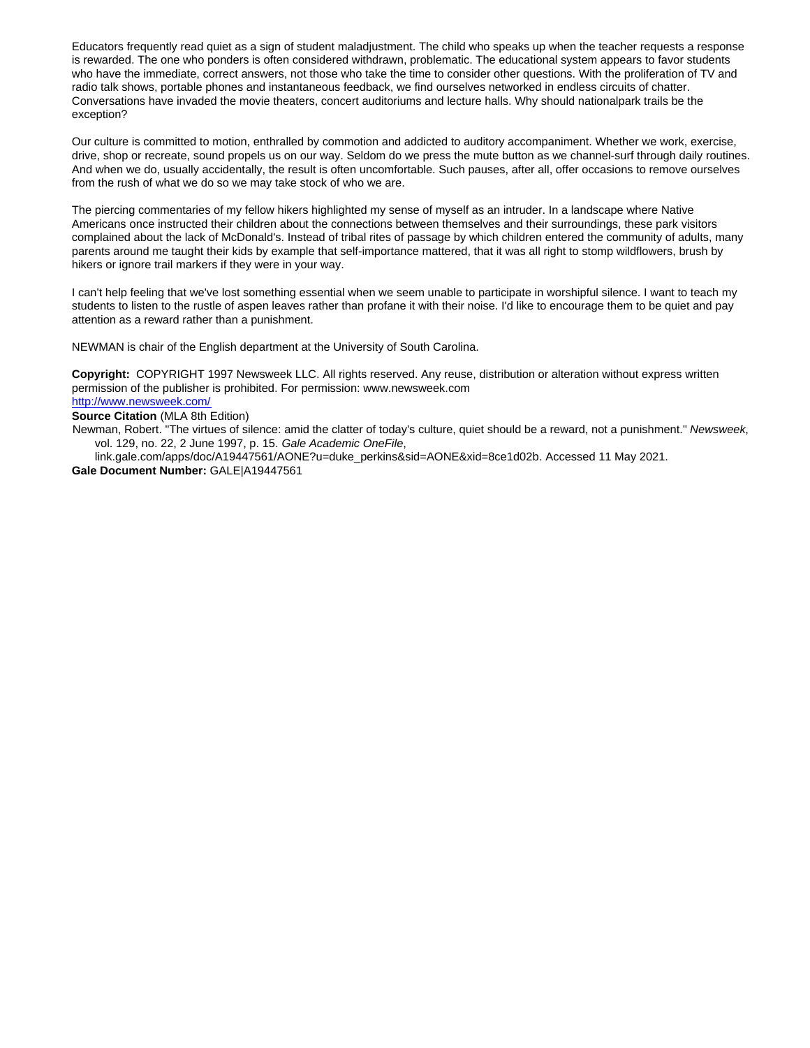Educators frequently read quiet as a sign of student maladjustment. The child who speaks up when the teacher requests a response is rewarded. The one who ponders is often considered withdrawn, problematic. The educational system appears to favor students who have the immediate, correct answers, not those who take the time to consider other questions. With the proliferation of TV and radio talk shows, portable phones and instantaneous feedback, we find ourselves networked in endless circuits of chatter. Conversations have invaded the movie theaters, concert auditoriums and lecture halls. Why should nationalpark trails be the exception?

Our culture is committed to motion, enthralled by commotion and addicted to auditory accompaniment. Whether we work, exercise, drive, shop or recreate, sound propels us on our way. Seldom do we press the mute button as we channel-surf through daily routines. And when we do, usually accidentally, the result is often uncomfortable. Such pauses, after all, offer occasions to remove ourselves from the rush of what we do so we may take stock of who we are.

The piercing commentaries of my fellow hikers highlighted my sense of myself as an intruder. In a landscape where Native Americans once instructed their children about the connections between themselves and their surroundings, these park visitors complained about the lack of McDonald's. Instead of tribal rites of passage by which children entered the community of adults, many parents around me taught their kids by example that self-importance mattered, that it was all right to stomp wildflowers, brush by hikers or ignore trail markers if they were in your way.

I can't help feeling that we've lost something essential when we seem unable to participate in worshipful silence. I want to teach my students to listen to the rustle of aspen leaves rather than profane it with their noise. I'd like to encourage them to be quiet and pay attention as a reward rather than a punishment.

NEWMAN is chair of the English department at the University of South Carolina.

**Copyright:** COPYRIGHT 1997 Newsweek LLC. All rights reserved. Any reuse, distribution or alteration without express written permission of the publisher is prohibited. For permission: www.newsweek.com
http://www.newsweek.com/

**Source Citation** (MLA 8th Edition)

Newman, Robert. "The virtues of silence: amid the clatter of today's culture, quiet should be a reward, not a punishment." *Newsweek*, vol. 129, no. 22, 2 June 1997, p. 15. *Gale Academic OneFile*, link.gale.com/apps/doc/A19447561/AONE?u=duke_perkins&sid=AONE&xid=8ce1d02b. Accessed 11 May 2021.

**Gale Document Number:** GALE|A19447561